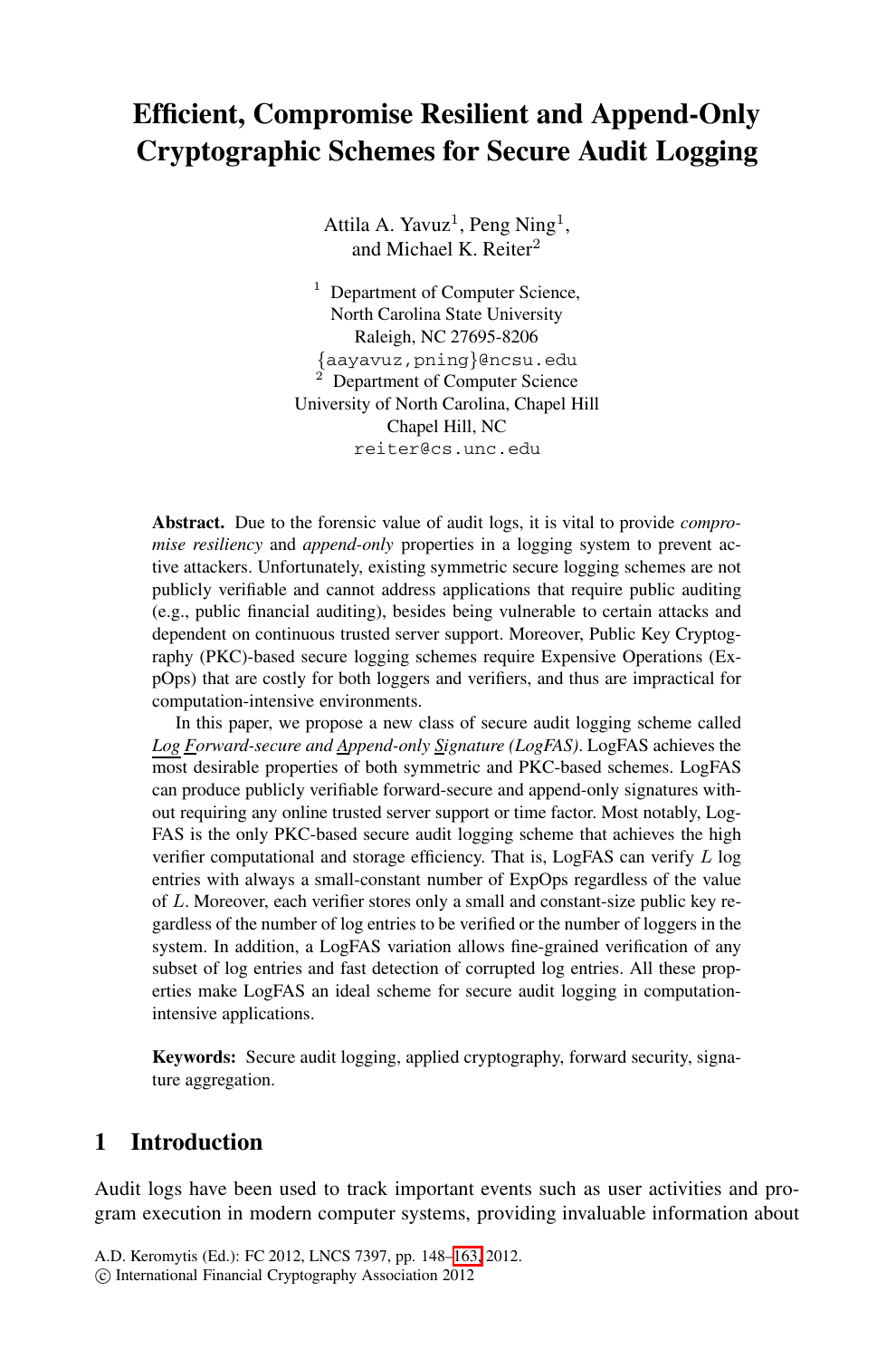# Efficient, Compromise Resilient and Append-Only Cryptographic Schemes for Secure Audit Logging

Attila A. Yavuz[1], Peng Ning[1], and Michael K. Reiter[2]

[1] Department of Computer Science, North Carolina State University Raleigh, NC 27695-8206
{aayavuz,pning}@ncsu.edu

[2] Department of Computer Science University of North Carolina, Chapel Hill Chapel Hill, NC
reiter@cs.unc.edu

**Abstract.** Due to the forensic value of audit logs, it is vital to provide *compromise resiliency* and *append-only* properties in a logging system to prevent active attackers. Unfortunately, existing symmetric secure logging schemes are not publicly verifiable and cannot address applications that require public auditing (e.g., public financial auditing), besides being vulnerable to certain attacks and dependent on continuous trusted server support. Moreover, Public Key Cryptography (PKC)-based secure logging schemes require Expensive Operations (ExpOps) that are costly for both loggers and verifiers, and thus are impractical for computation-intensive environments.

In this paper, we propose a new class of secure audit logging scheme called *Log Forward-secure and Append-only Signature (LogFAS)*. LogFAS achieves the most desirable properties of both symmetric and PKC-based schemes. LogFAS can produce publicly verifiable forward-secure and append-only signatures without requiring any online trusted server support or time factor. Most notably, LogFAS is the only PKC-based secure audit logging scheme that achieves the high verifier computational and storage efficiency. That is, LogFAS can verify $L$ log entries with always a small-constant number of ExpOps regardless of the value of $L$. Moreover, each verifier stores only a small and constant-size public key regardless of the number of log entries to be verified or the number of loggers in the system. In addition, a LogFAS variation allows fine-grained verification of any subset of log entries and fast detection of corrupted log entries. All these properties make LogFAS an ideal scheme for secure audit logging in computation-intensive applications.

**Keywords:** Secure audit logging, applied cryptography, forward security, signature aggregation.

## 1 Introduction

Audit logs have been used to track important events such as user activities and program execution in modern computer systems, providing invaluable information about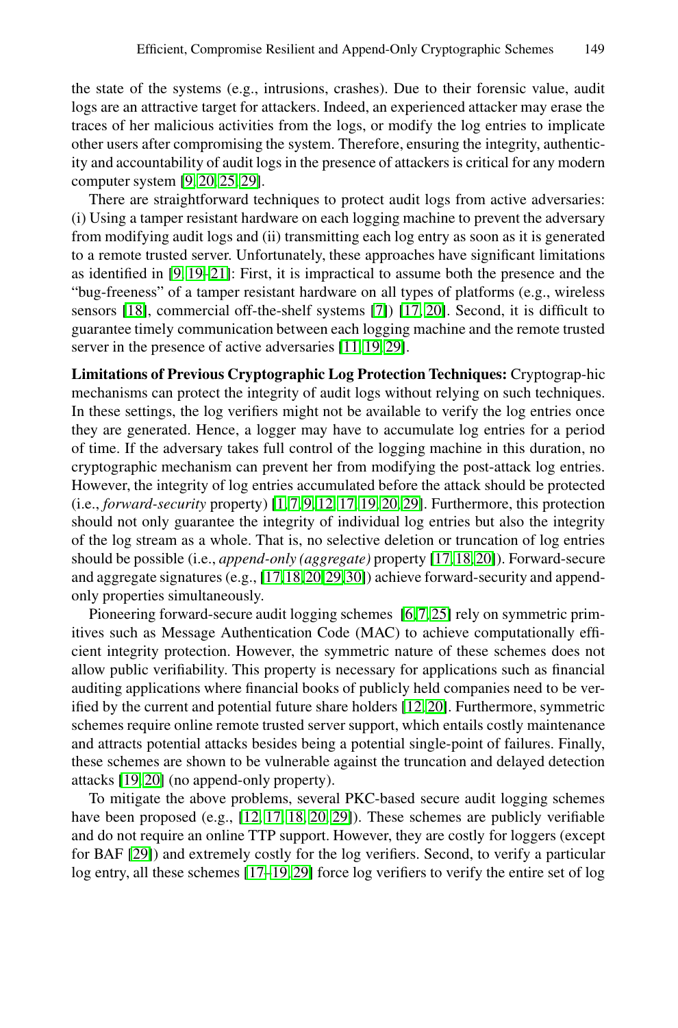the state of the systems (e.g., intrusions, crashes). Due to their forensic value, audit logs are an attractive target for attackers. Indeed, an experienced attacker may erase the traces of her malicious activities from the logs, or modify the log entries to implicate other users after compromising the system. Therefore, ensuring the integrity, authenticity and accountability of audit logs in the presence of attackers is critical for any modern computer system [9,20,25,29].

There are straightforward techniques to protect audit logs from active adversaries: (i) Using a tamper resistant hardware on each logging machine to prevent the adversary from modifying audit logs and (ii) transmitting each log entry as soon as it is generated to a remote trusted server. Unfortunately, these approaches have significant limitations as identified in [9,19–21]: First, it is impractical to assume both the presence and the "bug-freeness" of a tamper resistant hardware on all types of platforms (e.g., wireless sensors [18], commercial off-the-shelf systems [7]) [17,20]. Second, it is difficult to guarantee timely communication between each logging machine and the remote trusted server in the presence of active adversaries [11,19,29].

**Limitations of Previous Cryptographic Log Protection Techniques:** Cryptograp-hic mechanisms can protect the integrity of audit logs without relying on such techniques. In these settings, the log verifiers might not be available to verify the log entries once they are generated. Hence, a logger may have to accumulate log entries for a period of time. If the adversary takes full control of the logging machine in this duration, no cryptographic mechanism can prevent her from modifying the post-attack log entries. However, the integrity of log entries accumulated before the attack should be protected (i.e., *forward-security* property) [1,7,9,12,17,19,20,29]. Furthermore, this protection should not only guarantee the integrity of individual log entries but also the integrity of the log stream as a whole. That is, no selective deletion or truncation of log entries should be possible (i.e., *append-only (aggregate)* property [17,18,20]). Forward-secure and aggregate signatures (e.g., [17,18,20,29,30]) achieve forward-security and append-only properties simultaneously.

Pioneering forward-secure audit logging schemes [6,7,25] rely on symmetric primitives such as Message Authentication Code (MAC) to achieve computationally efficient integrity protection. However, the symmetric nature of these schemes does not allow public verifiability. This property is necessary for applications such as financial auditing applications where financial books of publicly held companies need to be verified by the current and potential future share holders [12,20]. Furthermore, symmetric schemes require online remote trusted server support, which entails costly maintenance and attracts potential attacks besides being a potential single-point of failures. Finally, these schemes are shown to be vulnerable against the truncation and delayed detection attacks [19,20] (no append-only property).

To mitigate the above problems, several PKC-based secure audit logging schemes have been proposed (e.g., [12,17,18,20,29]). These schemes are publicly verifiable and do not require an online TTP support. However, they are costly for loggers (except for BAF [29]) and extremely costly for the log verifiers. Second, to verify a particular log entry, all these schemes [17–19,29] force log verifiers to verify the entire set of log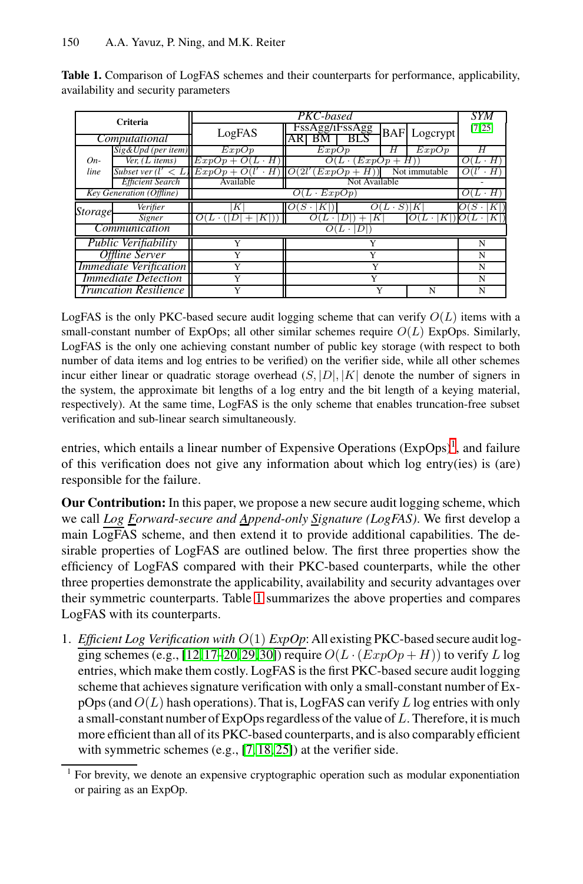**Table 1.** Comparison of LogFAS schemes and their counterparts for performance, applicability, availability and security parameters

| Criteria | | | PKC-based | | | | | | SYM [7,25] |
|---|---|---|---|---|---|---|---|---|---|
| | | | LogFAS | FssAgg/iFssAgg | | | BAF | Logcrypt | |
| Computational | | | | AR | BM | BLS | | | |
| On-line | Sig&Upd (per item) | | $ExpOp$ | $ExpOp$ | | | $H$ | $ExpOp$ | $H$ |
| | Ver, ($L$ items) | | $ExpOp + O(L \cdot H)$ | $O(L \cdot (ExpOp + H))$ | | | | | $O(L \cdot H)$ |
| | Subset ver ($l' < L$) | | $ExpOp + O(l' \cdot H)$ | $O(2l'(ExpOp + H))$ | | | Not immutable | | $O(l' \cdot H)$ |
| | Efficient Search | | Available | Not Available | | | | | - |
| Key Generation (Offline) | | | $O(L \cdot ExpOp)$ | | | | | | $O(L \cdot H)$ |
| Storage | Verifier | | $\|K\|$ | $O(S \cdot \|K\|)$ | | $O(L \cdot S)\|K\|$ | | | $O(S \cdot \|K\|)$ |
| | Signer | | $O(L \cdot (\|D\| + \|K\|))$ | $O(L \cdot \|D\|) + \|K\|$ | | | | $O(L \cdot \|K\|)$ | $O(L \cdot \|K\|)$ |
| Communication | | | $O(L \cdot \|D\|)$ | | | | | | |
| Public Verifiability | | | Y | Y | | | | | N |
| Offline Server | | | Y | Y | | | | | N |
| Immediate Verification | | | Y | Y | | | | | N |
| Immediate Detection | | | Y | Y | | | | | N |
| Truncation Resilience | | | Y | Y | | | | N | N |

LogFAS is the only PKC-based secure audit logging scheme that can verify $O(L)$ items with a small-constant number of ExpOps; all other similar schemes require $O(L)$ ExpOps. Similarly, LogFAS is the only one achieving constant number of public key storage (with respect to both number of data items and log entries to be verified) on the verifier side, while all other schemes incur either linear or quadratic storage overhead ($S, |D|, |K|$ denote the number of signers in the system, the approximate bit lengths of a log entry and the bit length of a keying material, respectively). At the same time, LogFAS is the only scheme that enables truncation-free subset verification and sub-linear search simultaneously.

entries, which entails a linear number of Expensive Operations (ExpOps)[1], and failure of this verification does not give any information about which log entry(ies) is (are) responsible for the failure.

**Our Contribution:** In this paper, we propose a new secure audit logging scheme, which we call *Log Forward-secure and Append-only Signature (LogFAS)*. We first develop a main LogFAS scheme, and then extend it to provide additional capabilities. The desirable properties of LogFAS are outlined below. The first three properties show the efficiency of LogFAS compared with their PKC-based counterparts, while the other three properties demonstrate the applicability, availability and security advantages over their symmetric counterparts. Table 1 summarizes the above properties and compares LogFAS with its counterparts.

1. *Efficient Log Verification with $O(1)$ ExpOp*: All existing PKC-based secure audit logging schemes (e.g., [12,17–20,29,30]) require $O(L \cdot (ExpOp + H))$ to verify $L$ log entries, which make them costly. LogFAS is the first PKC-based secure audit logging scheme that achieves signature verification with only a small-constant number of ExpOps (and $O(L)$ hash operations). That is, LogFAS can verify $L$ log entries with only a small-constant number of ExpOps regardless of the value of $L$. Therefore, it is much more efficient than all of its PKC-based counterparts, and is also comparably efficient with symmetric schemes (e.g., [7,18,25]) at the verifier side.

[1] For brevity, we denote an expensive cryptographic operation such as modular exponentiation or pairing as an ExpOp.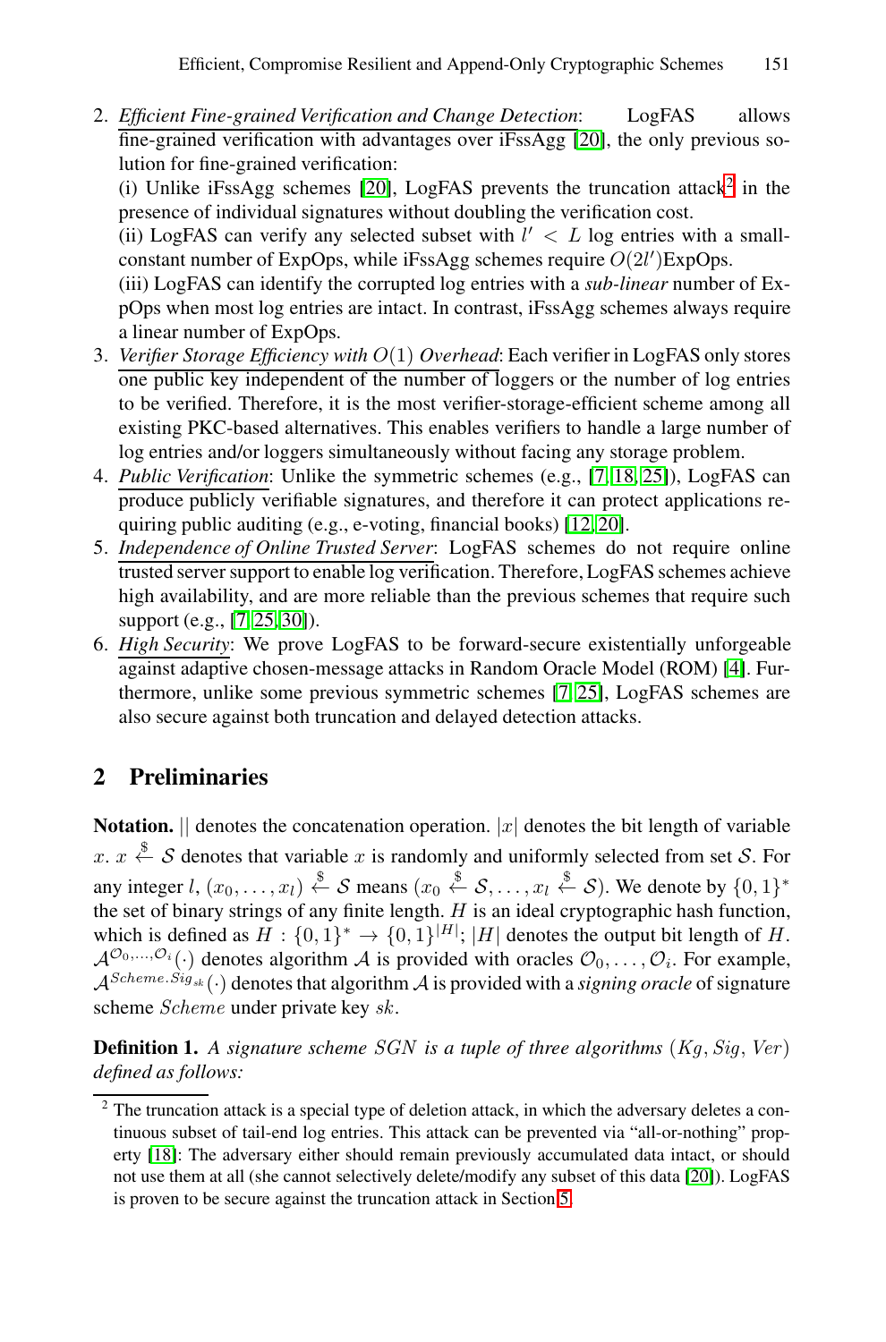2. *Efficient Fine-grained Verification and Change Detection*: LogFAS allows fine-grained verification with advantages over iFssAgg [20], the only previous solution for fine-grained verification:
   (i) Unlike iFssAgg schemes [20], LogFAS prevents the truncation attack[2] in the presence of individual signatures without doubling the verification cost.
   (ii) LogFAS can verify any selected subset with $l' < L$ log entries with a small-constant number of ExpOps, while iFssAgg schemes require $O(2l')$ExpOps.
   (iii) LogFAS can identify the corrupted log entries with a *sub-linear* number of ExpOps when most log entries are intact. In contrast, iFssAgg schemes always require a linear number of ExpOps.
3. *Verifier Storage Efficiency with $O(1)$ Overhead*: Each verifier in LogFAS only stores one public key independent of the number of loggers or the number of log entries to be verified. Therefore, it is the most verifier-storage-efficient scheme among all existing PKC-based alternatives. This enables verifiers to handle a large number of log entries and/or loggers simultaneously without facing any storage problem.
4. *Public Verification*: Unlike the symmetric schemes (e.g., [7, 18, 25]), LogFAS can produce publicly verifiable signatures, and therefore it can protect applications requiring public auditing (e.g., e-voting, financial books) [12, 20].
5. *Independence of Online Trusted Server*: LogFAS schemes do not require online trusted server support to enable log verification. Therefore, LogFAS schemes achieve high availability, and are more reliable than the previous schemes that require such support (e.g., [7, 25, 30]).
6. *High Security*: We prove LogFAS to be forward-secure existentially unforgeable against adaptive chosen-message attacks in Random Oracle Model (ROM) [4]. Furthermore, unlike some previous symmetric schemes [7, 25], LogFAS schemes are also secure against both truncation and delayed detection attacks.

## 2 Preliminaries

**Notation.** $||$ denotes the concatenation operation. $|x|$ denotes the bit length of variable $x$. $x \stackrel{\$}{\leftarrow} \mathcal{S}$ denotes that variable $x$ is randomly and uniformly selected from set $\mathcal{S}$. For any integer $l$, $(x_0, \ldots, x_l) \stackrel{\$}{\leftarrow} \mathcal{S}$ means $(x_0 \stackrel{\$}{\leftarrow} \mathcal{S}, \ldots, x_l \stackrel{\$}{\leftarrow} \mathcal{S})$. We denote by $\{0,1\}^*$ the set of binary strings of any finite length. $H$ is an ideal cryptographic hash function, which is defined as $H : \{0,1\}^* \rightarrow \{0,1\}^{|H|}$; $|H|$ denotes the output bit length of $H$. $\mathcal{A}^{\mathcal{O}_0,\ldots,\mathcal{O}_i}(\cdot)$ denotes algorithm $\mathcal{A}$ is provided with oracles $\mathcal{O}_0, \ldots, \mathcal{O}_i$. For example, $\mathcal{A}^{Scheme.Sig_{sk}}(\cdot)$ denotes that algorithm $\mathcal{A}$ is provided with a *signing oracle* of signature scheme $Scheme$ under private key $sk$.

**Definition 1.** *A signature scheme $SGN$ is a tuple of three algorithms $(Kg, Sig, Ver)$ defined as follows:*

[2] The truncation attack is a special type of deletion attack, in which the adversary deletes a continuous subset of tail-end log entries. This attack can be prevented via "all-or-nothing" property [18]: The adversary either should remain previously accumulated data intact, or should not use them at all (she cannot selectively delete/modify any subset of this data [20]). LogFAS is proven to be secure against the truncation attack in Section 5.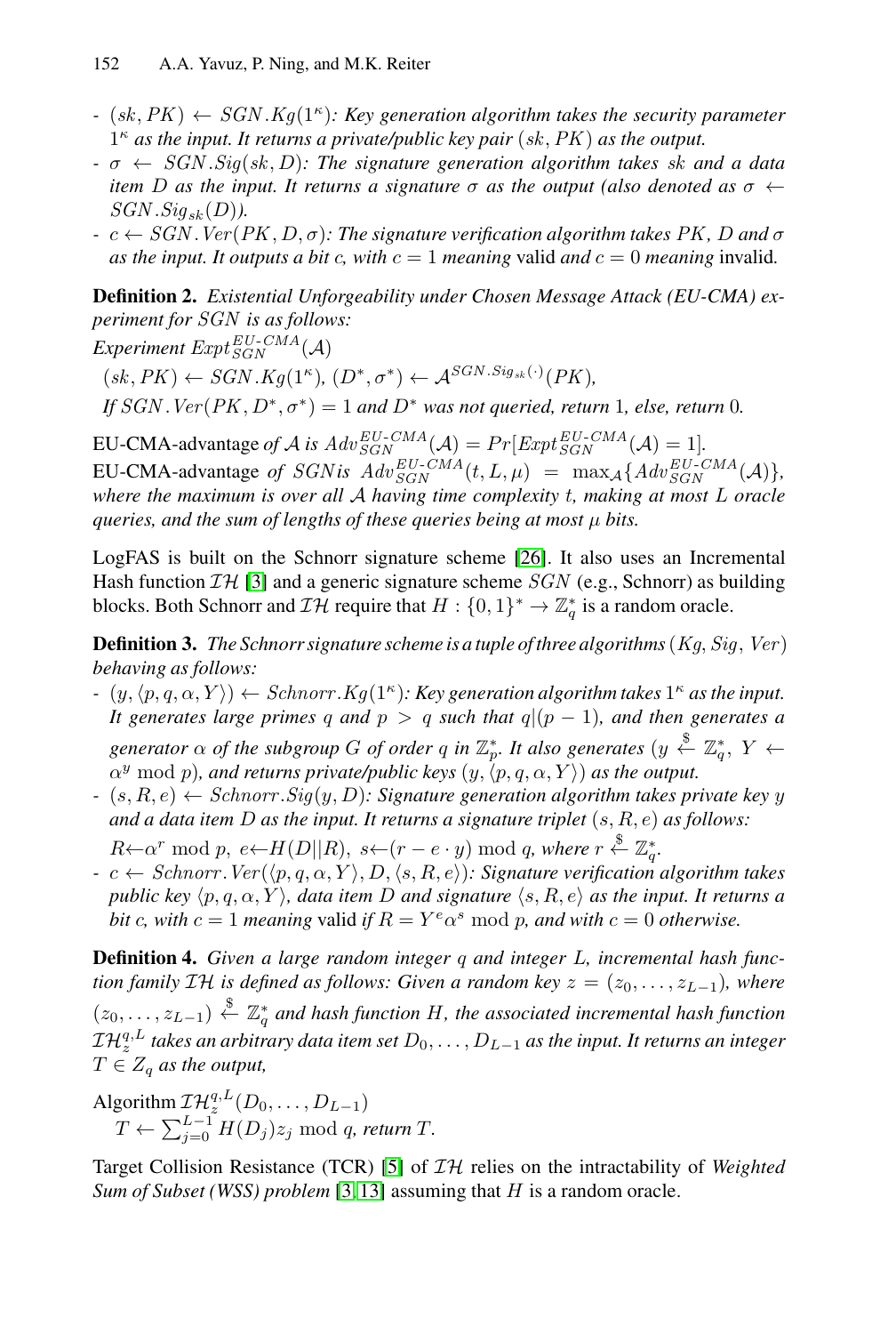- $(sk, PK) \leftarrow SGN.Kg(1^\kappa)$*: Key generation algorithm takes the security parameter* $1^\kappa$ *as the input. It returns a private/public key pair* $(sk, PK)$ *as the output.*
- $\sigma \leftarrow SGN.Sig(sk, D)$*: The signature generation algorithm takes* $sk$ *and a data item* $D$ *as the input. It returns a signature* $\sigma$ *as the output (also denoted as* $\sigma \leftarrow SGN.Sig_{sk}(D)$*).*
- $c \leftarrow SGN.Ver(PK, D, \sigma)$*: The signature verification algorithm takes* $PK$*,* $D$ *and* $\sigma$ *as the input. It outputs a bit* $c$*, with* $c = 1$ *meaning* valid *and* $c = 0$ *meaning* invalid*.*

**Definition 2.** *Existential Unforgeability under Chosen Message Attack (EU-CMA) experiment for* $SGN$ *is as follows:*

*Experiment* $Expt_{SGN}^{EU\text{-}CMA}(\mathcal{A})$

$(sk, PK) \leftarrow SGN.Kg(1^\kappa)$, $(D^*, \sigma^*) \leftarrow \mathcal{A}^{SGN.Sig_{sk}(\cdot)}(PK)$,

*If* $SGN.Ver(PK, D^*, \sigma^*) = 1$ *and* $D^*$ *was not queried, return* 1*, else, return* 0*.*

EU-CMA-advantage *of* $\mathcal{A}$ *is* $Adv_{SGN}^{EU\text{-}CMA}(\mathcal{A}) = Pr[Expt_{SGN}^{EU\text{-}CMA}(\mathcal{A}) = 1]$*.*

EU-CMA-advantage *of* $SGN$*is* $Adv_{SGN}^{EU\text{-}CMA}(t, L, \mu) = \max_{\mathcal{A}}\{Adv_{SGN}^{EU\text{-}CMA}(\mathcal{A})\}$*, where the maximum is over all* $\mathcal{A}$ *having time complexity* $t$*, making at most* $L$ *oracle queries, and the sum of lengths of these queries being at most* $\mu$ *bits.*

LogFAS is built on the Schnorr signature scheme [26]. It also uses an Incremental Hash function $\mathcal{IH}$ [3] and a generic signature scheme $SGN$ (e.g., Schnorr) as building blocks. Both Schnorr and $\mathcal{IH}$ require that $H : \{0,1\}^* \rightarrow \mathbb{Z}_q^*$ is a random oracle.

**Definition 3.** *The Schnorr signature scheme is a tuple of three algorithms* $(Kg, Sig, Ver)$ *behaving as follows:*

- $(y, \langle p, q, \alpha, Y \rangle) \leftarrow Schnorr.Kg(1^\kappa)$*: Key generation algorithm takes* $1^\kappa$ *as the input. It generates large primes* $q$ *and* $p > q$ *such that* $q|(p-1)$*, and then generates a generator* $\alpha$ *of the subgroup* $G$ *of order* $q$ *in* $\mathbb{Z}_p^*$*. It also generates* ($y \xleftarrow{\$} \mathbb{Z}_q^*$, $Y \leftarrow \alpha^y \bmod p$)*, and returns private/public keys* $(y, \langle p, q, \alpha, Y \rangle)$ *as the output.*
- $(s, R, e) \leftarrow Schnorr.Sig(y, D)$*: Signature generation algorithm takes private key* $y$ *and a data item* $D$ *as the input. It returns a signature triplet* $(s, R, e)$ *as follows:* $R \leftarrow \alpha^r \bmod p$, $e \leftarrow H(D||R)$, $s \leftarrow (r - e \cdot y) \bmod q$*, where* $r \xleftarrow{\$} \mathbb{Z}_q^*$*.*
- $c \leftarrow Schnorr.Ver(\langle p, q, \alpha, Y \rangle, D, \langle s, R, e \rangle)$*: Signature verification algorithm takes public key* $\langle p, q, \alpha, Y \rangle$*, data item* $D$ *and signature* $\langle s, R, e \rangle$ *as the input. It returns a bit* $c$*, with* $c = 1$ *meaning* valid *if* $R = Y^e \alpha^s \bmod p$*, and with* $c = 0$ *otherwise.*

**Definition 4.** *Given a large random integer* $q$ *and integer* $L$*, incremental hash function family* $\mathcal{IH}$ *is defined as follows: Given a random key* $z = (z_0, \ldots, z_{L-1})$*, where* $(z_0, \ldots, z_{L-1}) \xleftarrow{\$} \mathbb{Z}_q^*$ *and hash function* $H$*, the associated incremental hash function* $\mathcal{IH}_z^{q,L}$ *takes an arbitrary data item set* $D_0, \ldots, D_{L-1}$ *as the input. It returns an integer* $T \in Z_q$ *as the output,*

Algorithm $\mathcal{IH}_z^{q,L}(D_0, \ldots, D_{L-1})$

$T \leftarrow \sum_{j=0}^{L-1} H(D_j) z_j \bmod q$*, return* $T$*.*

Target Collision Resistance (TCR) [5] of $\mathcal{IH}$ relies on the intractability of *Weighted Sum of Subset (WSS) problem* [3,13] assuming that $H$ is a random oracle.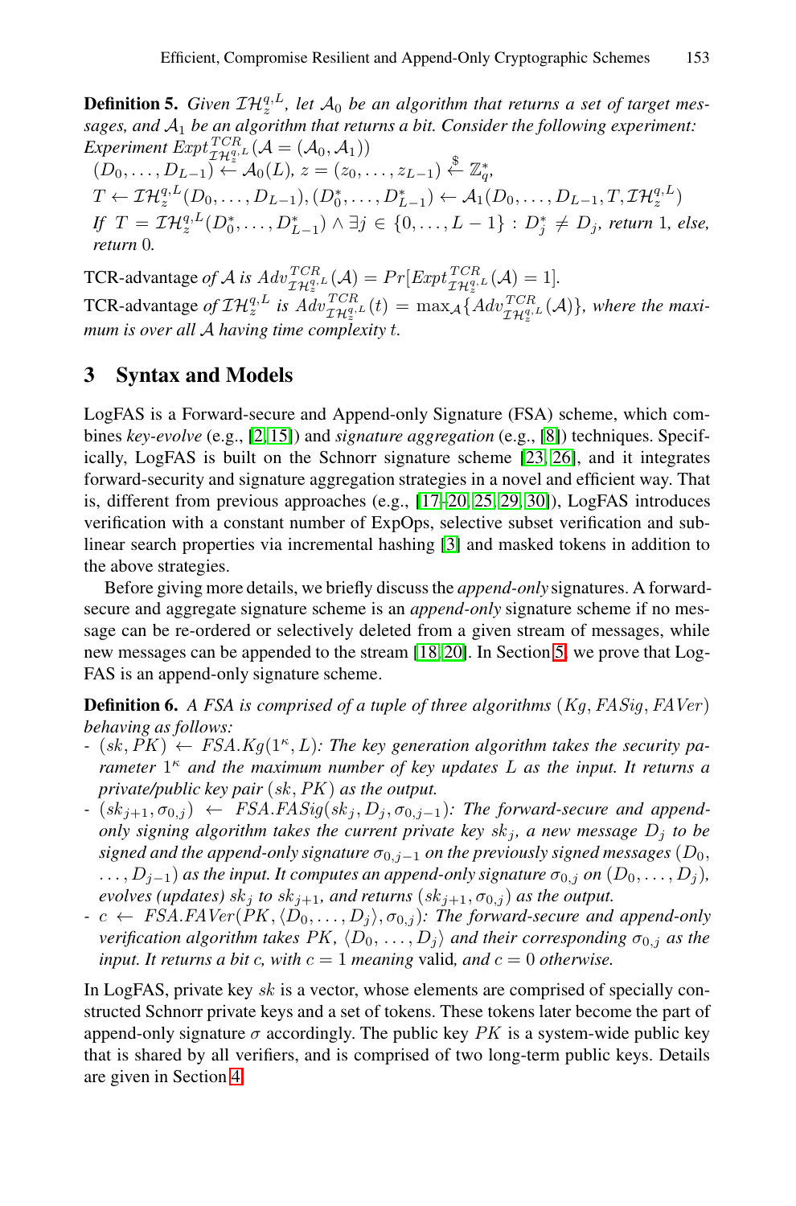**Definition 5.** *Given $\mathcal{IH}_z^{q,L}$, let $\mathcal{A}_0$ be an algorithm that returns a set of target messages, and $\mathcal{A}_1$ be an algorithm that returns a bit. Consider the following experiment:*
*Experiment $Expt^{TCR}_{\mathcal{IH}_z^{q,L}}(\mathcal{A} = (\mathcal{A}_0, \mathcal{A}_1))$*
$(D_0, \ldots, D_{L-1}) \leftarrow \mathcal{A}_0(L)$*,* $z = (z_0, \ldots, z_{L-1}) \stackrel{\$}{\leftarrow} \mathbb{Z}_q^*$*,*
$T \leftarrow \mathcal{IH}_z^{q,L}(D_0, \ldots, D_{L-1}), (D_0^*, \ldots, D_{L-1}^*) \leftarrow \mathcal{A}_1(D_0, \ldots, D_{L-1}, T, \mathcal{IH}_z^{q,L})$
*If* $T = \mathcal{IH}_z^{q,L}(D_0^*, \ldots, D_{L-1}^*) \wedge \exists j \in \{0, \ldots, L-1\} : D_j^* \neq D_j$*, return* 1*, else, return* 0*.*

TCR-advantage *of $\mathcal{A}$ is $Adv^{TCR}_{\mathcal{IH}_z^{q,L}}(\mathcal{A}) = Pr[Expt^{TCR}_{\mathcal{IH}_z^{q,L}}(\mathcal{A}) = 1]$.*
TCR-advantage *of $\mathcal{IH}_z^{q,L}$ is $Adv^{TCR}_{\mathcal{IH}_z^{q,L}}(t) = \max_{\mathcal{A}}\{Adv^{TCR}_{\mathcal{IH}_z^{q,L}}(\mathcal{A})\}$, where the maximum is over all $\mathcal{A}$ having time complexity $t$.*

## 3 Syntax and Models

LogFAS is a Forward-secure and Append-only Signature (FSA) scheme, which combines *key-evolve* (e.g., [2, 15]) and *signature aggregation* (e.g., [8]) techniques. Specifically, LogFAS is built on the Schnorr signature scheme [23, 26], and it integrates forward-security and signature aggregation strategies in a novel and efficient way. That is, different from previous approaches (e.g., [17–20, 25, 29, 30]), LogFAS introduces verification with a constant number of ExpOps, selective subset verification and sublinear search properties via incremental hashing [3] and masked tokens in addition to the above strategies.

Before giving more details, we briefly discuss the *append-only* signatures. A forward-secure and aggregate signature scheme is an *append-only* signature scheme if no message can be re-ordered or selectively deleted from a given stream of messages, while new messages can be appended to the stream [18, 20]. In Section 5, we prove that LogFAS is an append-only signature scheme.

**Definition 6.** *A FSA is comprised of a tuple of three algorithms $(Kg, FASig, FAVer)$ behaving as follows:*

- $(sk, PK) \leftarrow FSA.Kg(1^\kappa, L)$*: The key generation algorithm takes the security parameter $1^\kappa$ and the maximum number of key updates $L$ as the input. It returns a private/public key pair $(sk, PK)$ as the output.*
- $(sk_{j+1}, \sigma_{0,j}) \leftarrow FSA.FASig(sk_j, D_j, \sigma_{0,j-1})$*: The forward-secure and append-only signing algorithm takes the current private key $sk_j$, a new message $D_j$ to be signed and the append-only signature $\sigma_{0,j-1}$ on the previously signed messages $(D_0, \ldots, D_{j-1})$ as the input. It computes an append-only signature $\sigma_{0,j}$ on $(D_0, \ldots, D_j)$, evolves (updates) $sk_j$ to $sk_{j+1}$, and returns $(sk_{j+1}, \sigma_{0,j})$ as the output.*
- $c \leftarrow FSA.FAVer(PK, \langle D_0, \ldots, D_j\rangle, \sigma_{0,j})$*: The forward-secure and append-only verification algorithm takes $PK$, $\langle D_0, \ldots, D_j\rangle$ and their corresponding $\sigma_{0,j}$ as the input. It returns a bit $c$, with $c = 1$ meaning* valid*, and $c = 0$ otherwise.*

In LogFAS, private key $sk$ is a vector, whose elements are comprised of specially constructed Schnorr private keys and a set of tokens. These tokens later become the part of append-only signature $\sigma$ accordingly. The public key $PK$ is a system-wide public key that is shared by all verifiers, and is comprised of two long-term public keys. Details are given in Section 4.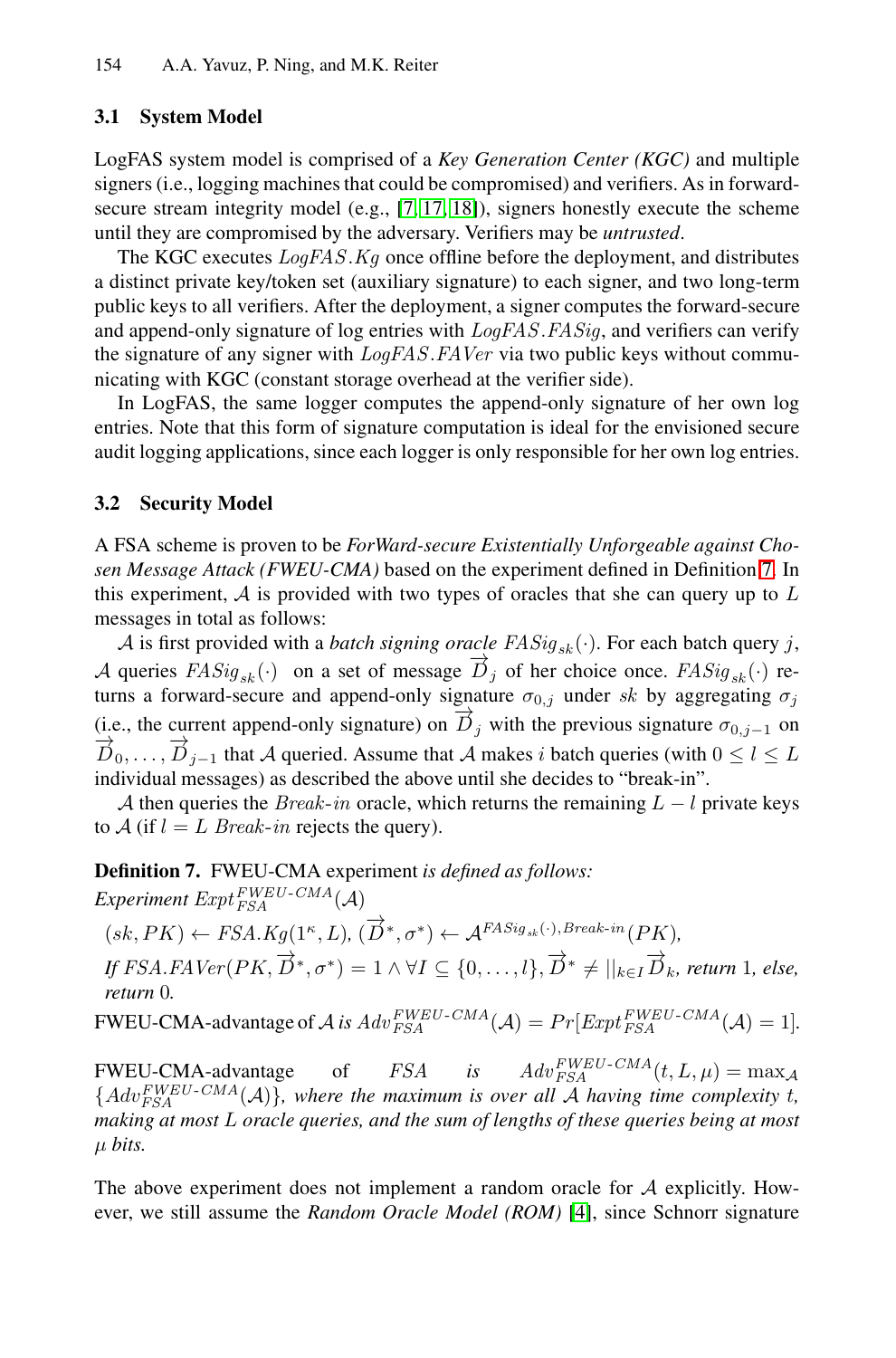### 3.1 System Model

LogFAS system model is comprised of a *Key Generation Center (KGC)* and multiple signers (i.e., logging machines that could be compromised) and verifiers. As in forward-secure stream integrity model (e.g., [7, 17, 18]), signers honestly execute the scheme until they are compromised by the adversary. Verifiers may be *untrusted*.

The KGC executes $LogFAS.Kg$ once offline before the deployment, and distributes a distinct private key/token set (auxiliary signature) to each signer, and two long-term public keys to all verifiers. After the deployment, a signer computes the forward-secure and append-only signature of log entries with $LogFAS.FASig$, and verifiers can verify the signature of any signer with $LogFAS.FAVer$ via two public keys without communicating with KGC (constant storage overhead at the verifier side).

In LogFAS, the same logger computes the append-only signature of her own log entries. Note that this form of signature computation is ideal for the envisioned secure audit logging applications, since each logger is only responsible for her own log entries.

### 3.2 Security Model

A FSA scheme is proven to be *ForWard-secure Existentially Unforgeable against Chosen Message Attack (FWEU-CMA)* based on the experiment defined in Definition 7. In this experiment, $\mathcal{A}$ is provided with two types of oracles that she can query up to $L$ messages in total as follows:

$\mathcal{A}$ is first provided with a *batch signing oracle* $FASig_{sk}(\cdot)$. For each batch query $j$, $\mathcal{A}$ queries $FASig_{sk}(\cdot)$ on a set of message $\overrightarrow{D}_j$ of her choice once. $FASig_{sk}(\cdot)$ returns a forward-secure and append-only signature $\sigma_{0,j}$ under $sk$ by aggregating $\sigma_j$ (i.e., the current append-only signature) on $\overrightarrow{D}_j$ with the previous signature $\sigma_{0,j-1}$ on $\overrightarrow{D}_0, \ldots, \overrightarrow{D}_{j-1}$ that $\mathcal{A}$ queried. Assume that $\mathcal{A}$ makes $i$ batch queries (with $0 \leq l \leq L$ individual messages) as described the above until she decides to "break-in".

$\mathcal{A}$ then queries the $Break\text{-}in$ oracle, which returns the remaining $L - l$ private keys to $\mathcal{A}$ (if $l = L$ $Break\text{-}in$ rejects the query).

**Definition 7.** FWEU-CMA experiment *is defined as follows:*

*Experiment* $Expt_{FSA}^{FWEU\text{-}CMA}(\mathcal{A})$

$(sk, PK) \leftarrow FSA.Kg(1^{\kappa}, L)$, $(\overrightarrow{D}^*, \sigma^*) \leftarrow \mathcal{A}^{FASig_{sk}(\cdot), Break\text{-}in}(PK)$,

*If* $FSA.FAVer(PK, \overrightarrow{D}^*, \sigma^*) = 1 \wedge \forall I \subseteq \{0, \ldots, l\}, \overrightarrow{D}^* \neq ||_{k \in I} \overrightarrow{D}_k$, *return* 1, *else, return* 0.

FWEU-CMA-advantage of $\mathcal{A}$ *is* $Adv_{FSA}^{FWEU\text{-}CMA}(\mathcal{A}) = Pr[Expt_{FSA}^{FWEU\text{-}CMA}(\mathcal{A}) = 1]$.

FWEU-CMA-advantage of $FSA$ *is* $Adv_{FSA}^{FWEU\text{-}CMA}(t, L, \mu) = \max_{\mathcal{A}} \{Adv_{FSA}^{FWEU\text{-}CMA}(\mathcal{A})\}$*, where the maximum is over all $\mathcal{A}$ having time complexity $t$, making at most $L$ oracle queries, and the sum of lengths of these queries being at most $\mu$ bits.*

The above experiment does not implement a random oracle for $\mathcal{A}$ explicitly. However, we still assume the *Random Oracle Model (ROM)* [4], since Schnorr signature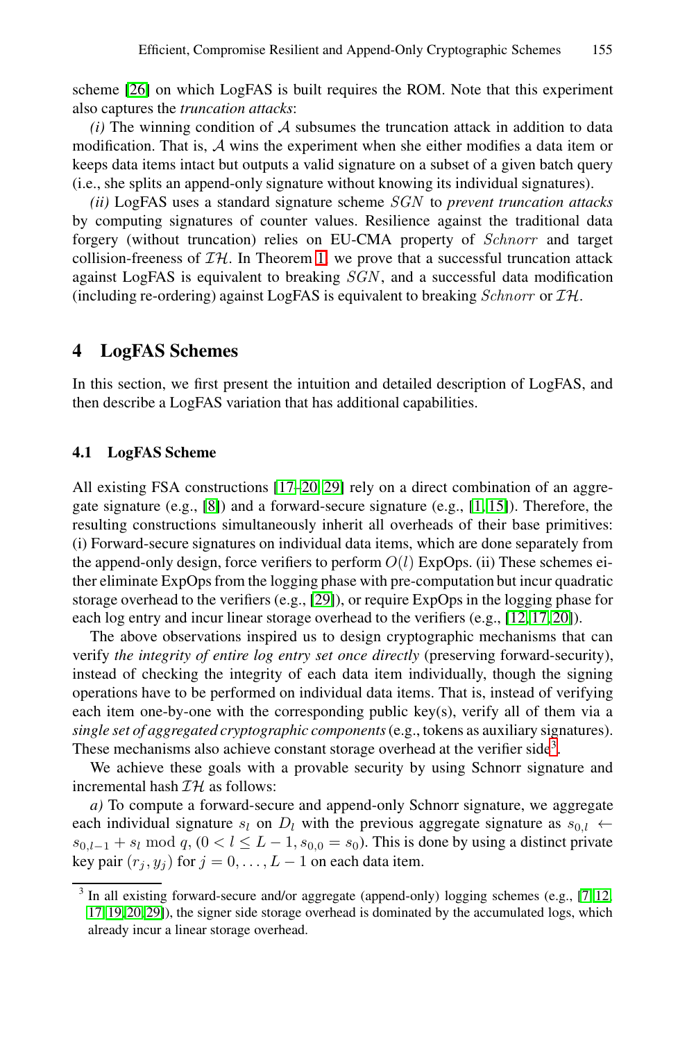scheme [26] on which LogFAS is built requires the ROM. Note that this experiment also captures the *truncation attacks*:

*(i)* The winning condition of $\mathcal{A}$ subsumes the truncation attack in addition to data modification. That is, $\mathcal{A}$ wins the experiment when she either modifies a data item or keeps data items intact but outputs a valid signature on a subset of a given batch query (i.e., she splits an append-only signature without knowing its individual signatures).

*(ii)* LogFAS uses a standard signature scheme $SGN$ to *prevent truncation attacks* by computing signatures of counter values. Resilience against the traditional data forgery (without truncation) relies on EU-CMA property of $Schnorr$ and target collision-freeness of $\mathcal{IH}$. In Theorem 1, we prove that a successful truncation attack against LogFAS is equivalent to breaking $SGN$, and a successful data modification (including re-ordering) against LogFAS is equivalent to breaking $Schnorr$ or $\mathcal{IH}$.

## 4 LogFAS Schemes

In this section, we first present the intuition and detailed description of LogFAS, and then describe a LogFAS variation that has additional capabilities.

### 4.1 LogFAS Scheme

All existing FSA constructions [17–20,29] rely on a direct combination of an aggregate signature (e.g., [8]) and a forward-secure signature (e.g., [1,15]). Therefore, the resulting constructions simultaneously inherit all overheads of their base primitives: (i) Forward-secure signatures on individual data items, which are done separately from the append-only design, force verifiers to perform $O(l)$ ExpOps. (ii) These schemes either eliminate ExpOps from the logging phase with pre-computation but incur quadratic storage overhead to the verifiers (e.g., [29]), or require ExpOps in the logging phase for each log entry and incur linear storage overhead to the verifiers (e.g., [12,17,20]).

The above observations inspired us to design cryptographic mechanisms that can verify *the integrity of entire log entry set once directly* (preserving forward-security), instead of checking the integrity of each data item individually, though the signing operations have to be performed on individual data items. That is, instead of verifying each item one-by-one with the corresponding public key(s), verify all of them via a *single set of aggregated cryptographic components* (e.g., tokens as auxiliary signatures). These mechanisms also achieve constant storage overhead at the verifier side[3].

We achieve these goals with a provable security by using Schnorr signature and incremental hash $\mathcal{IH}$ as follows:

*a)* To compute a forward-secure and append-only Schnorr signature, we aggregate each individual signature $s_l$ on $D_l$ with the previous aggregate signature as $s_{0,l} \leftarrow s_{0,l-1} + s_l \bmod q$, $(0 < l \leq L-1, s_{0,0} = s_0)$. This is done by using a distinct private key pair $(r_j, y_j)$ for $j = 0, \ldots, L-1$ on each data item.

[3] In all existing forward-secure and/or aggregate (append-only) logging schemes (e.g., [7,12,17,19,20,29]), the signer side storage overhead is dominated by the accumulated logs, which already incur a linear storage overhead.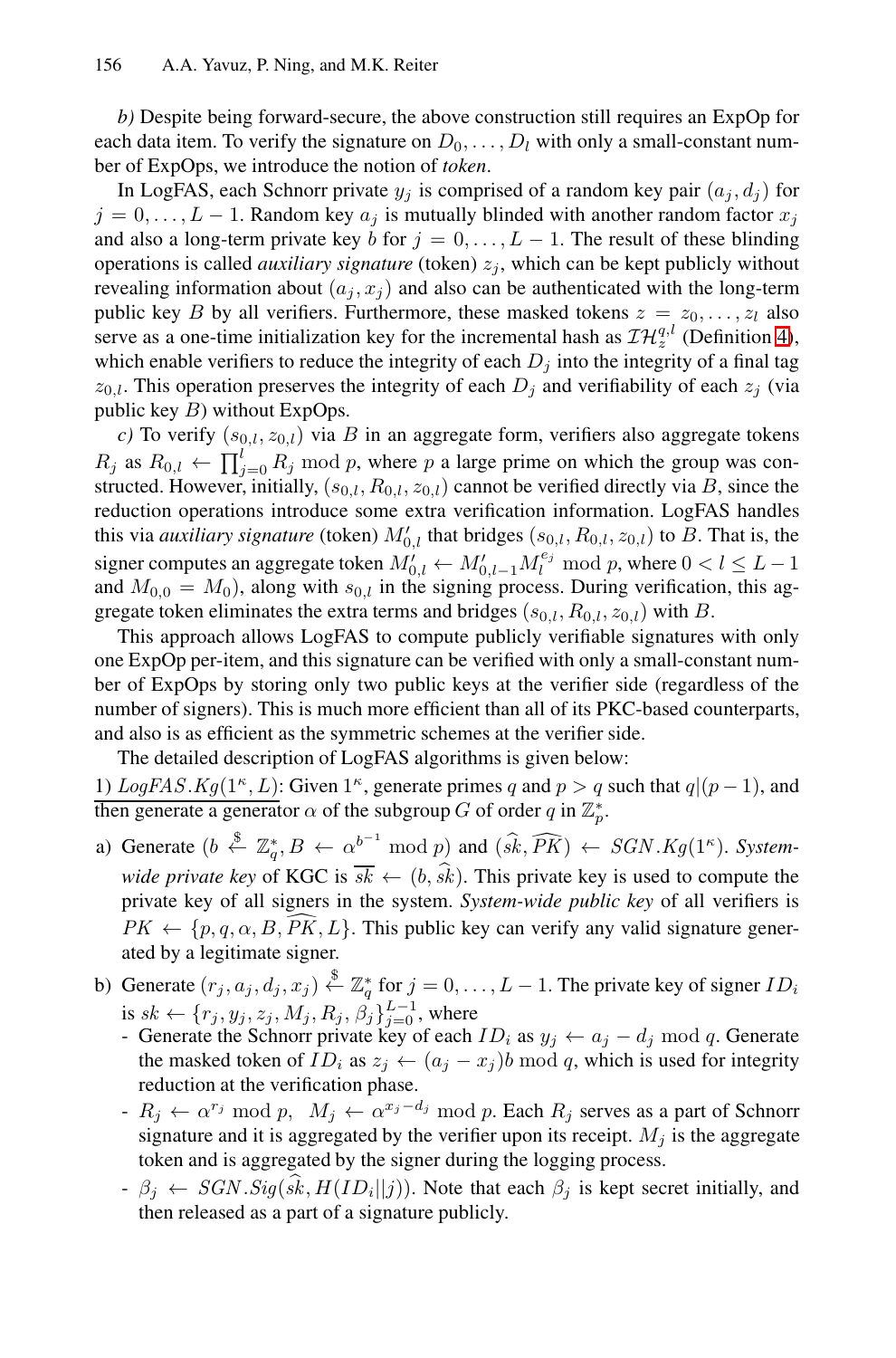*b)* Despite being forward-secure, the above construction still requires an ExpOp for each data item. To verify the signature on $D_0, \ldots, D_l$ with only a small-constant number of ExpOps, we introduce the notion of *token*.

In LogFAS, each Schnorr private $y_j$ is comprised of a random key pair $(a_j, d_j)$ for $j = 0, \ldots, L-1$. Random key $a_j$ is mutually blinded with another random factor $x_j$ and also a long-term private key $b$ for $j = 0, \ldots, L-1$. The result of these blinding operations is called *auxiliary signature* (token) $z_j$, which can be kept publicly without revealing information about $(a_j, x_j)$ and also can be authenticated with the long-term public key $B$ by all verifiers. Furthermore, these masked tokens $z = z_0, \ldots, z_l$ also serve as a one-time initialization key for the incremental hash as $\mathcal{IH}_z^{q,l}$ (Definition 4), which enable verifiers to reduce the integrity of each $D_j$ into the integrity of a final tag $z_{0,l}$. This operation preserves the integrity of each $D_j$ and verifiability of each $z_j$ (via public key $B$) without ExpOps.

*c)* To verify $(s_{0,l}, z_{0,l})$ via $B$ in an aggregate form, verifiers also aggregate tokens $R_j$ as $R_{0,l} \leftarrow \prod_{j=0}^{l} R_j \bmod p$, where $p$ a large prime on which the group was constructed. However, initially, $(s_{0,l}, R_{0,l}, z_{0,l})$ cannot be verified directly via $B$, since the reduction operations introduce some extra verification information. LogFAS handles this via *auxiliary signature* (token) $M'_{0,l}$ that bridges $(s_{0,l}, R_{0,l}, z_{0,l})$ to $B$. That is, the signer computes an aggregate token $M'_{0,l} \leftarrow M'_{0,l-1} M_l^{e_j} \bmod p$, where $0 < l \leq L-1$ and $M_{0,0} = M_0$), along with $s_{0,l}$ in the signing process. During verification, this aggregate token eliminates the extra terms and bridges $(s_{0,l}, R_{0,l}, z_{0,l})$ with $B$.

This approach allows LogFAS to compute publicly verifiable signatures with only one ExpOp per-item, and this signature can be verified with only a small-constant number of ExpOps by storing only two public keys at the verifier side (regardless of the number of signers). This is much more efficient than all of its PKC-based counterparts, and also is as efficient as the symmetric schemes at the verifier side.

The detailed description of LogFAS algorithms is given below:

1) <u>*LogFAS.Kg*$(1^\kappa, L)$</u>: Given $1^\kappa$, generate primes $q$ and $p > q$ such that $q | (p-1)$, and then generate a generator $\alpha$ of the subgroup $G$ of order $q$ in $\mathbb{Z}_p^*$.

a) Generate $(b \xleftarrow{\$} \mathbb{Z}_q^*, B \leftarrow \alpha^{b^{-1}} \bmod p)$ and $(\widehat{sk}, \widehat{PK}) \leftarrow SGN.Kg(1^\kappa)$. *System-wide private key* of KGC is $\overline{sk} \leftarrow (b, \widehat{sk})$. This private key is used to compute the private key of all signers in the system. *System-wide public key* of all verifiers is $PK \leftarrow \{p, q, \alpha, B, \widehat{PK}, L\}$. This public key can verify any valid signature generated by a legitimate signer.

b) Generate $(r_j, a_j, d_j, x_j) \xleftarrow{\$} \mathbb{Z}_q^*$ for $j = 0, \ldots, L-1$. The private key of signer $ID_i$ is $sk \leftarrow \{r_j, y_j, z_j, M_j, R_j, \beta_j\}_{j=0}^{L-1}$, where
   - Generate the Schnorr private key of each $ID_i$ as $y_j \leftarrow a_j - d_j \bmod q$. Generate the masked token of $ID_i$ as $z_j \leftarrow (a_j - x_j) b \bmod q$, which is used for integrity reduction at the verification phase.
   - $R_j \leftarrow \alpha^{r_j} \bmod p,\ \ M_j \leftarrow \alpha^{x_j - d_j} \bmod p$. Each $R_j$ serves as a part of Schnorr signature and it is aggregated by the verifier upon its receipt. $M_j$ is the aggregate token and is aggregated by the signer during the logging process.
   - $\beta_j \leftarrow SGN.Sig(\widehat{sk}, H(ID_i || j))$. Note that each $\beta_j$ is kept secret initially, and then released as a part of a signature publicly.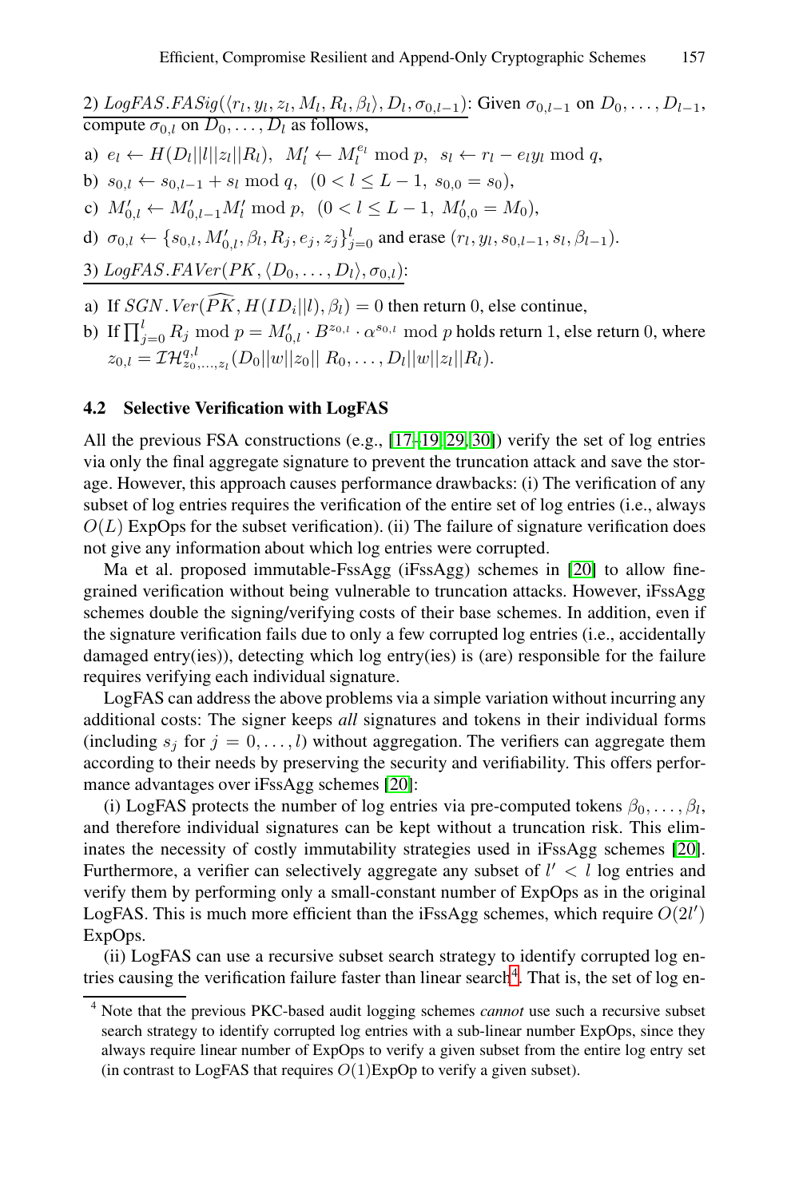2) $LogFAS.FASig(\langle r_l, y_l, z_l, M_l, R_l, \beta_l \rangle, D_l, \sigma_{0,l-1})$: Given $\sigma_{0,l-1}$ on $D_0, \ldots, D_{l-1}$, compute $\sigma_{0,l}$ on $D_0, \ldots, D_l$ as follows,

a) $e_l \leftarrow H(D_l||l||z_l||R_l)$, $M'_l \leftarrow M_l^{e_l} \bmod p$, $s_l \leftarrow r_l - e_l y_l \bmod q$,

b) $s_{0,l} \leftarrow s_{0,l-1} + s_l \bmod q$, $(0 < l \leq L-1,\ s_{0,0} = s_0)$,

c) $M'_{0,l} \leftarrow M'_{0,l-1} M'_l \bmod p$, $(0 < l \leq L-1,\ M'_{0,0} = M_0)$,

d) $\sigma_{0,l} \leftarrow \{s_{0,l}, M'_{0,l}, \beta_l, R_j, e_j, z_j\}_{j=0}^{l}$ and erase $(r_l, y_l, s_{0,l-1}, s_l, \beta_{l-1})$.

3) $LogFAS.FAVer(PK, \langle D_0, \ldots, D_l \rangle, \sigma_{0,l})$:

a) If $SGN.Ver(\widehat{PK}, H(ID_i||l), \beta_l) = 0$ then return 0, else continue,

b) If $\prod_{j=0}^{l} R_j \bmod p = M'_{0,l} \cdot B^{z_{0,l}} \cdot \alpha^{s_{0,l}} \bmod p$ holds return 1, else return 0, where $z_{0,l} = \mathcal{IH}^{q,l}_{z_0,\ldots,z_l}(D_0||w||z_0||\,R_0, \ldots, D_l||w||z_l||R_l)$.

### 4.2 Selective Verification with LogFAS

All the previous FSA constructions (e.g., [17–19, 29, 30]) verify the set of log entries via only the final aggregate signature to prevent the truncation attack and save the storage. However, this approach causes performance drawbacks: (i) The verification of any subset of log entries requires the verification of the entire set of log entries (i.e., always $O(L)$ ExpOps for the subset verification). (ii) The failure of signature verification does not give any information about which log entries were corrupted.

Ma et al. proposed immutable-FssAgg (iFssAgg) schemes in [20] to allow fine-grained verification without being vulnerable to truncation attacks. However, iFssAgg schemes double the signing/verifying costs of their base schemes. In addition, even if the signature verification fails due to only a few corrupted log entries (i.e., accidentally damaged entry(ies)), detecting which log entry(ies) is (are) responsible for the failure requires verifying each individual signature.

LogFAS can address the above problems via a simple variation without incurring any additional costs: The signer keeps *all* signatures and tokens in their individual forms (including $s_j$ for $j = 0, \ldots, l$) without aggregation. The verifiers can aggregate them according to their needs by preserving the security and verifiability. This offers performance advantages over iFssAgg schemes [20]:

(i) LogFAS protects the number of log entries via pre-computed tokens $\beta_0, \ldots, \beta_l$, and therefore individual signatures can be kept without a truncation risk. This eliminates the necessity of costly immutability strategies used in iFssAgg schemes [20]. Furthermore, a verifier can selectively aggregate any subset of $l' < l$ log entries and verify them by performing only a small-constant number of ExpOps as in the original LogFAS. This is much more efficient than the iFssAgg schemes, which require $O(2l')$ ExpOps.

(ii) LogFAS can use a recursive subset search strategy to identify corrupted log entries causing the verification failure faster than linear search[4]. That is, the set of log en-

[4] Note that the previous PKC-based audit logging schemes *cannot* use such a recursive subset search strategy to identify corrupted log entries with a sub-linear number ExpOps, since they always require linear number of ExpOps to verify a given subset from the entire log entry set (in contrast to LogFAS that requires $O(1)$ExpOp to verify a given subset).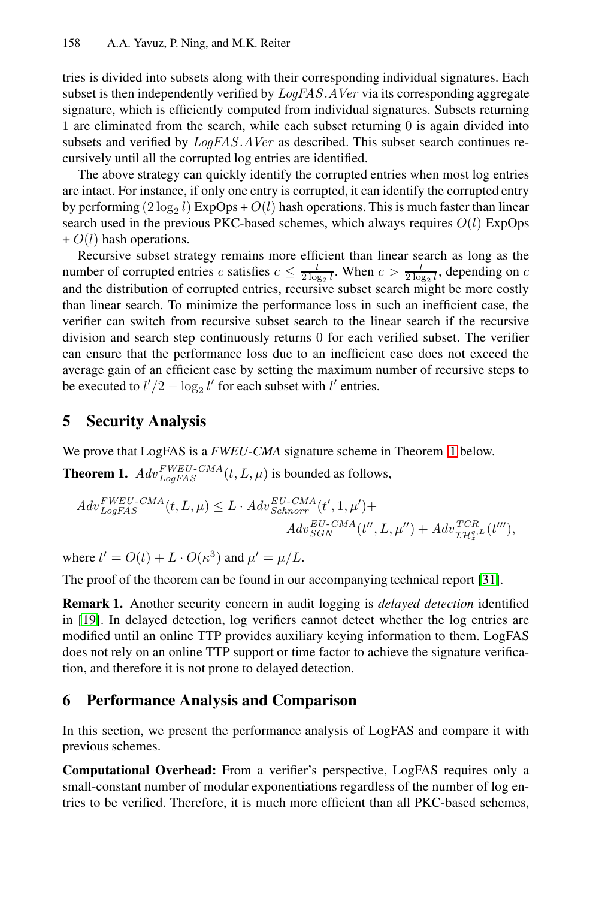tries is divided into subsets along with their corresponding individual signatures. Each subset is then independently verified by $LogFAS.AVer$ via its corresponding aggregate signature, which is efficiently computed from individual signatures. Subsets returning 1 are eliminated from the search, while each subset returning 0 is again divided into subsets and verified by $LogFAS.AVer$ as described. This subset search continues recursively until all the corrupted log entries are identified.

The above strategy can quickly identify the corrupted entries when most log entries are intact. For instance, if only one entry is corrupted, it can identify the corrupted entry by performing $(2 \log_2 l)$ ExpOps + $O(l)$ hash operations. This is much faster than linear search used in the previous PKC-based schemes, which always requires $O(l)$ ExpOps + $O(l)$ hash operations.

Recursive subset strategy remains more efficient than linear search as long as the number of corrupted entries $c$ satisfies $c \leq \frac{l}{2 \log_2 l}$. When $c > \frac{l}{2 \log_2 l}$, depending on $c$ and the distribution of corrupted entries, recursive subset search might be more costly than linear search. To minimize the performance loss in such an inefficient case, the verifier can switch from recursive subset search to the linear search if the recursive division and search step continuously returns 0 for each verified subset. The verifier can ensure that the performance loss due to an inefficient case does not exceed the average gain of an efficient case by setting the maximum number of recursive steps to be executed to $l'/2 - \log_2 l'$ for each subset with $l'$ entries.

## 5 Security Analysis

We prove that LogFAS is a *FWEU-CMA* signature scheme in Theorem 1 below.

**Theorem 1.** $Adv_{LogFAS}^{FWEU\text{-}CMA}(t, L, \mu)$ is bounded as follows,

$$Adv_{LogFAS}^{FWEU\text{-}CMA}(t, L, \mu) \leq L \cdot Adv_{Schnorr}^{EU\text{-}CMA}(t', 1, \mu') + Adv_{SGN}^{EU\text{-}CMA}(t'', L, \mu'') + Adv_{\mathcal{IH}_z^{q,L}}^{TCR}(t'''),$$

where $t' = O(t) + L \cdot O(\kappa^3)$ and $\mu' = \mu/L$.

The proof of the theorem can be found in our accompanying technical report [31].

**Remark 1.** Another security concern in audit logging is *delayed detection* identified in [19]. In delayed detection, log verifiers cannot detect whether the log entries are modified until an online TTP provides auxiliary keying information to them. LogFAS does not rely on an online TTP support or time factor to achieve the signature verification, and therefore it is not prone to delayed detection.

## 6 Performance Analysis and Comparison

In this section, we present the performance analysis of LogFAS and compare it with previous schemes.

**Computational Overhead:** From a verifier's perspective, LogFAS requires only a small-constant number of modular exponentiations regardless of the number of log entries to be verified. Therefore, it is much more efficient than all PKC-based schemes,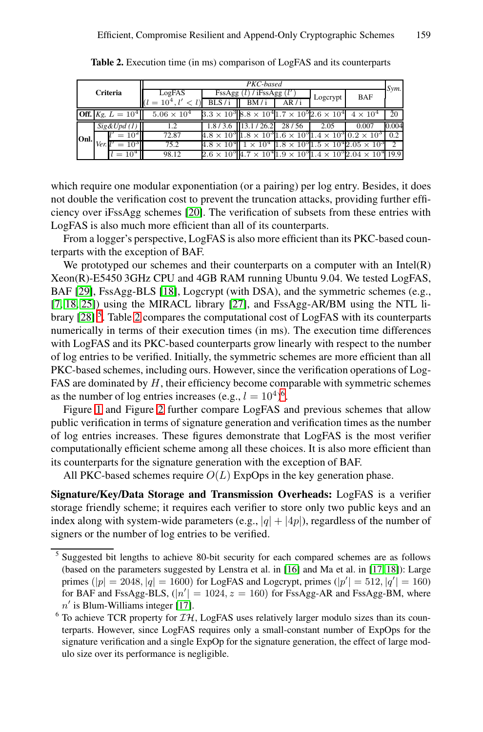**Table 2.** Execution time (in ms) comparison of LogFAS and its counterparts

| Criteria | | | PKC-based | | | | | | Sym. |
|---|---|---|---|---|---|---|---|---|---|
| | | | LogFAS ($l = 10^4, l' < l$) | FssAgg ($l$) / iFssAgg ($l'$) | | | Logcrypt | BAF | |
| | | | | BLS / i | BM / i | AR / i | | | |
| Off. | $Kg, L = 10^4$ | | $5.06 \times 10^4$ | $3.3 \times 10^3$ | $8.8 \times 10^4$ | $1.7 \times 10^5$ | $2.6 \times 10^4$ | $4 \times 10^4$ | 20 |
| Onl. | *Sig&Upd (1)* | | 1.2 | 1.8 / 3.6 | 13.1 / 26.2 | 28 / 56 | 2.05 | 0.007 | 0.004 |
| | Ver. | $l' = 10^2$ | 72.87 | $4.8 \times 10^3$ | $1.8 \times 10^3$ | $1.6 \times 10^3$ | $1.4 \times 10^3$ | $0.2 \times 10^3$ | 0.2 |
| | | $l' = 10^3$ | 75.2 | $4.8 \times 10^4$ | $1 \times 10^4$ | $1.8 \times 10^4$ | $1.5 \times 10^4$ | $2.05 \times 10^3$ | 2 |
| | | $l = 10^4$ | 98.12 | $2.6 \times 10^5$ | $4.7 \times 10^4$ | $1.9 \times 10^5$ | $1.4 \times 10^5$ | $2.04 \times 10^4$ | 19.9 |

which require one modular exponentiation (or a pairing) per log entry. Besides, it does not double the verification cost to prevent the truncation attacks, providing further efficiency over iFssAgg schemes [20]. The verification of subsets from these entries with LogFAS is also much more efficient than all of its counterparts.

From a logger's perspective, LogFAS is also more efficient than its PKC-based counterparts with the exception of BAF.

We prototyped our schemes and their counterparts on a computer with an Intel(R) Xeon(R)-E5450 3GHz CPU and 4GB RAM running Ubuntu 9.04. We tested LogFAS, BAF [29], FssAgg-BLS [18], Logcrypt (with DSA), and the symmetric schemes (e.g., [7, 18, 25]) using the MIRACL library [27], and FssAgg-AR/BM using the NTL library [28] [5]. Table 2 compares the computational cost of LogFAS with its counterparts numerically in terms of their execution times (in ms). The execution time differences with LogFAS and its PKC-based counterparts grow linearly with respect to the number of log entries to be verified. Initially, the symmetric schemes are more efficient than all PKC-based schemes, including ours. However, since the verification operations of LogFAS are dominated by $H$, their efficiency become comparable with symmetric schemes as the number of log entries increases (e.g., $l = 10^4$)[6].

Figure 1 and Figure 2 further compare LogFAS and previous schemes that allow public verification in terms of signature generation and verification times as the number of log entries increases. These figures demonstrate that LogFAS is the most verifier computationally efficient scheme among all these choices. It is also more efficient than its counterparts for the signature generation with the exception of BAF.

All PKC-based schemes require $O(L)$ ExpOps in the key generation phase.

**Signature/Key/Data Storage and Transmission Overheads:** LogFAS is a verifier storage friendly scheme; it requires each verifier to store only two public keys and an index along with system-wide parameters (e.g., $|q| + |4p|$), regardless of the number of signers or the number of log entries to be verified.

[5] Suggested bit lengths to achieve 80-bit security for each compared schemes are as follows (based on the parameters suggested by Lenstra et al. in [16] and Ma et al. in [17, 18]): Large primes ($|p| = 2048$, $|q| = 1600$) for LogFAS and Logcrypt, primes ($|p'| = 512$, $|q'| = 160$) for BAF and FssAgg-BLS, ($|n'| = 1024$, $z = 160$) for FssAgg-AR and FssAgg-BM, where $n'$ is Blum-Williams integer [17].

[6] To achieve TCR property for $\mathcal{IH}$, LogFAS uses relatively larger modulo sizes than its counterparts. However, since LogFAS requires only a small-constant number of ExpOps for the signature verification and a single ExpOp for the signature generation, the effect of large modulo size over its performance is negligible.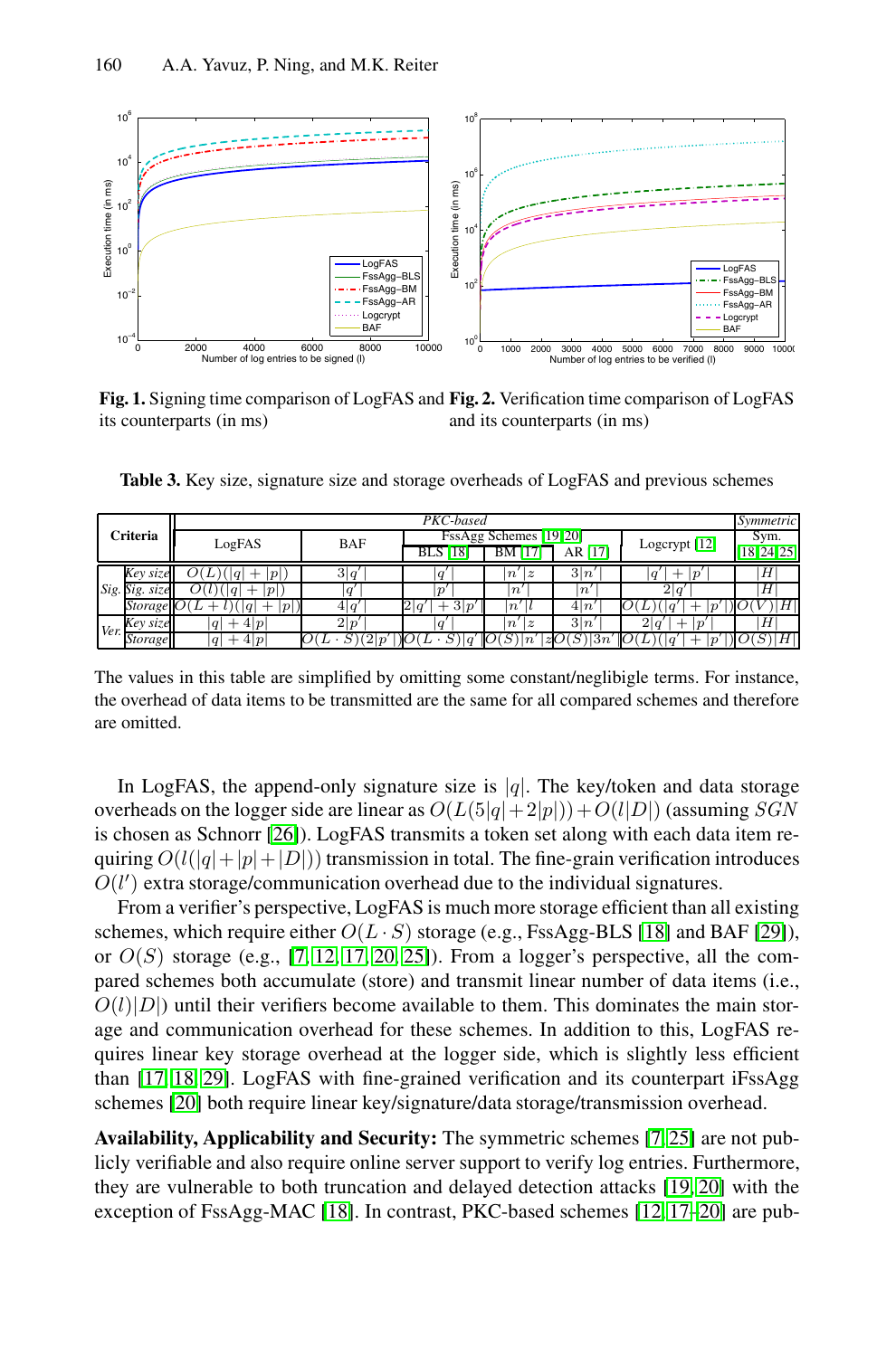Fig. 1. Signing time comparison of LogFAS and its counterparts (in ms)

Fig. 2. Verification time comparison of LogFAS and its counterparts (in ms)

**Table 3.** Key size, signature size and storage overheads of LogFAS and previous schemes

| Criteria | | PKC-based | | | | | | Symmetric |
|---|---|---|---|---|---|---|---|---|
| | | LogFAS | BAF | FssAgg Schemes [19,20] | | | Logcrypt [12] | Sym. [18,24,25] |
| | | | | BLS [18] | BM [17] | AR [17] | | |
| *Sig.* | *Key size* | $O(L)(\lvert q\rvert + \lvert p\rvert)$ | $3\lvert q'\rvert$ | $\lvert q'\rvert$ | $\lvert n'\rvert z$ | $3\lvert n'\rvert$ | $\lvert q'\rvert + \lvert p'\rvert$ | $\lvert H\rvert$ |
| | *Sig. size* | $O(l)(\lvert q\rvert + \lvert p\rvert)$ | $\lvert q'\rvert$ | $\lvert p'\rvert$ | $\lvert n'\rvert$ | $\lvert n'\rvert$ | $2\lvert q'\rvert$ | $\lvert H\rvert$ |
| | *Storage* | $O(L+l)(\lvert q\rvert + \lvert p\rvert)$ | $4\lvert q'\rvert$ | $2\lvert q'\rvert + 3\lvert p'\rvert$ | $\lvert n'\rvert l$ | $4\lvert n'\rvert$ | $O(L)(\lvert q'\rvert + \lvert p'\rvert)$ | $O(V)\lvert H\rvert$ |
| *Ver.* | *Key size* | $\lvert q\rvert + 4\lvert p\rvert$ | $2\lvert p'\rvert$ | $\lvert q'\rvert$ | $\lvert n'\rvert z$ | $3\lvert n'\rvert$ | $2\lvert q'\rvert + \lvert p'\rvert$ | $\lvert H\rvert$ |
| | *Storage* | $\lvert q\rvert + 4\lvert p\rvert$ | $O(L \cdot S)(2\lvert p'\rvert)$ | $O(L \cdot S)\lvert q'\rvert$ | $O(S)\lvert n'\rvert z$ | $O(S)3n'$ | $O(L)(\lvert q'\rvert + \lvert p'\rvert)$ | $O(S)\lvert H\rvert$ |

The values in this table are simplified by omitting some constant/neglibigle terms. For instance, the overhead of data items to be transmitted are the same for all compared schemes and therefore are omitted.

In LogFAS, the append-only signature size is $|q|$. The key/token and data storage overheads on the logger side are linear as $O(L(5|q|+2|p|)) + O(l|D|)$ (assuming $SGN$ is chosen as Schnorr [26]). LogFAS transmits a token set along with each data item requiring $O(l(|q|+|p|+|D|))$ transmission in total. The fine-grain verification introduces $O(l')$ extra storage/communication overhead due to the individual signatures.

From a verifier's perspective, LogFAS is much more storage efficient than all existing schemes, which require either $O(L \cdot S)$ storage (e.g., FssAgg-BLS [18] and BAF [29]), or $O(S)$ storage (e.g., [7, 12, 17, 20, 25]). From a logger's perspective, all the compared schemes both accumulate (store) and transmit linear number of data items (i.e., $O(l)|D|$) until their verifiers become available to them. This dominates the main storage and communication overhead for these schemes. In addition to this, LogFAS requires linear key storage overhead at the logger side, which is slightly less efficient than [17, 18, 29]. LogFAS with fine-grained verification and its counterpart iFssAgg schemes [20] both require linear key/signature/data storage/transmission overhead.

**Availability, Applicability and Security:** The symmetric schemes [7, 25] are not publicly verifiable and also require online server support to verify log entries. Furthermore, they are vulnerable to both truncation and delayed detection attacks [19, 20] with the exception of FssAgg-MAC [18]. In contrast, PKC-based schemes [12, 17–20] are pub-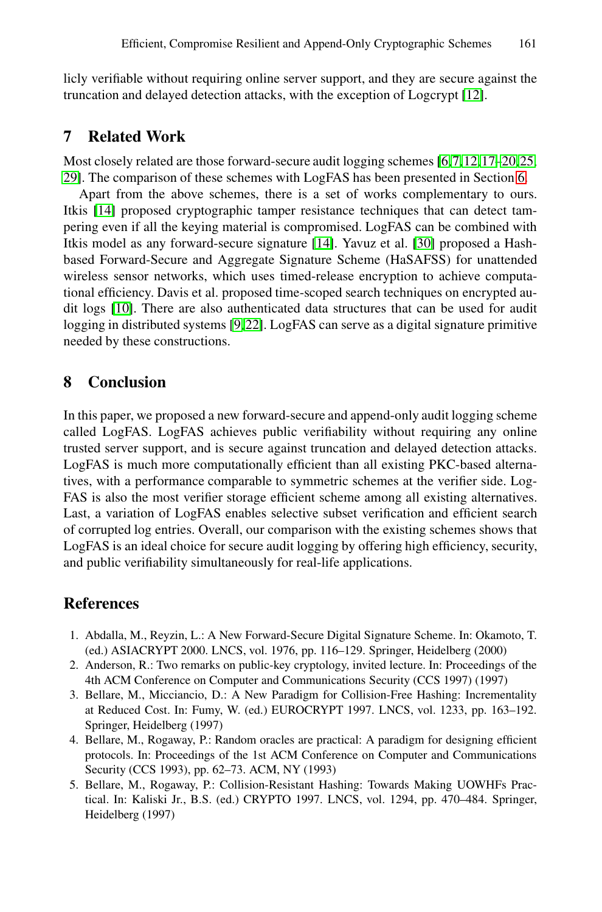licly verifiable without requiring online server support, and they are secure against the truncation and delayed detection attacks, with the exception of Logcrypt [12].

## 7 Related Work

Most closely related are those forward-secure audit logging schemes [6,7,12,17–20,25, 29]. The comparison of these schemes with LogFAS has been presented in Section 6.

Apart from the above schemes, there is a set of works complementary to ours. Itkis [14] proposed cryptographic tamper resistance techniques that can detect tampering even if all the keying material is compromised. LogFAS can be combined with Itkis model as any forward-secure signature [14]. Yavuz et al. [30] proposed a Hash-based Forward-Secure and Aggregate Signature Scheme (HaSAFSS) for unattended wireless sensor networks, which uses timed-release encryption to achieve computational efficiency. Davis et al. proposed time-scoped search techniques on encrypted audit logs [10]. There are also authenticated data structures that can be used for audit logging in distributed systems [9,22]. LogFAS can serve as a digital signature primitive needed by these constructions.

## 8 Conclusion

In this paper, we proposed a new forward-secure and append-only audit logging scheme called LogFAS. LogFAS achieves public verifiability without requiring any online trusted server support, and is secure against truncation and delayed detection attacks. LogFAS is much more computationally efficient than all existing PKC-based alternatives, with a performance comparable to symmetric schemes at the verifier side. LogFAS is also the most verifier storage efficient scheme among all existing alternatives. Last, a variation of LogFAS enables selective subset verification and efficient search of corrupted log entries. Overall, our comparison with the existing schemes shows that LogFAS is an ideal choice for secure audit logging by offering high efficiency, security, and public verifiability simultaneously for real-life applications.

## References

1. Abdalla, M., Reyzin, L.: A New Forward-Secure Digital Signature Scheme. In: Okamoto, T. (ed.) ASIACRYPT 2000. LNCS, vol. 1976, pp. 116–129. Springer, Heidelberg (2000)
2. Anderson, R.: Two remarks on public-key cryptology, invited lecture. In: Proceedings of the 4th ACM Conference on Computer and Communications Security (CCS 1997) (1997)
3. Bellare, M., Micciancio, D.: A New Paradigm for Collision-Free Hashing: Incrementality at Reduced Cost. In: Fumy, W. (ed.) EUROCRYPT 1997. LNCS, vol. 1233, pp. 163–192. Springer, Heidelberg (1997)
4. Bellare, M., Rogaway, P.: Random oracles are practical: A paradigm for designing efficient protocols. In: Proceedings of the 1st ACM Conference on Computer and Communications Security (CCS 1993), pp. 62–73. ACM, NY (1993)
5. Bellare, M., Rogaway, P.: Collision-Resistant Hashing: Towards Making UOWHFs Practical. In: Kaliski Jr., B.S. (ed.) CRYPTO 1997. LNCS, vol. 1294, pp. 470–484. Springer, Heidelberg (1997)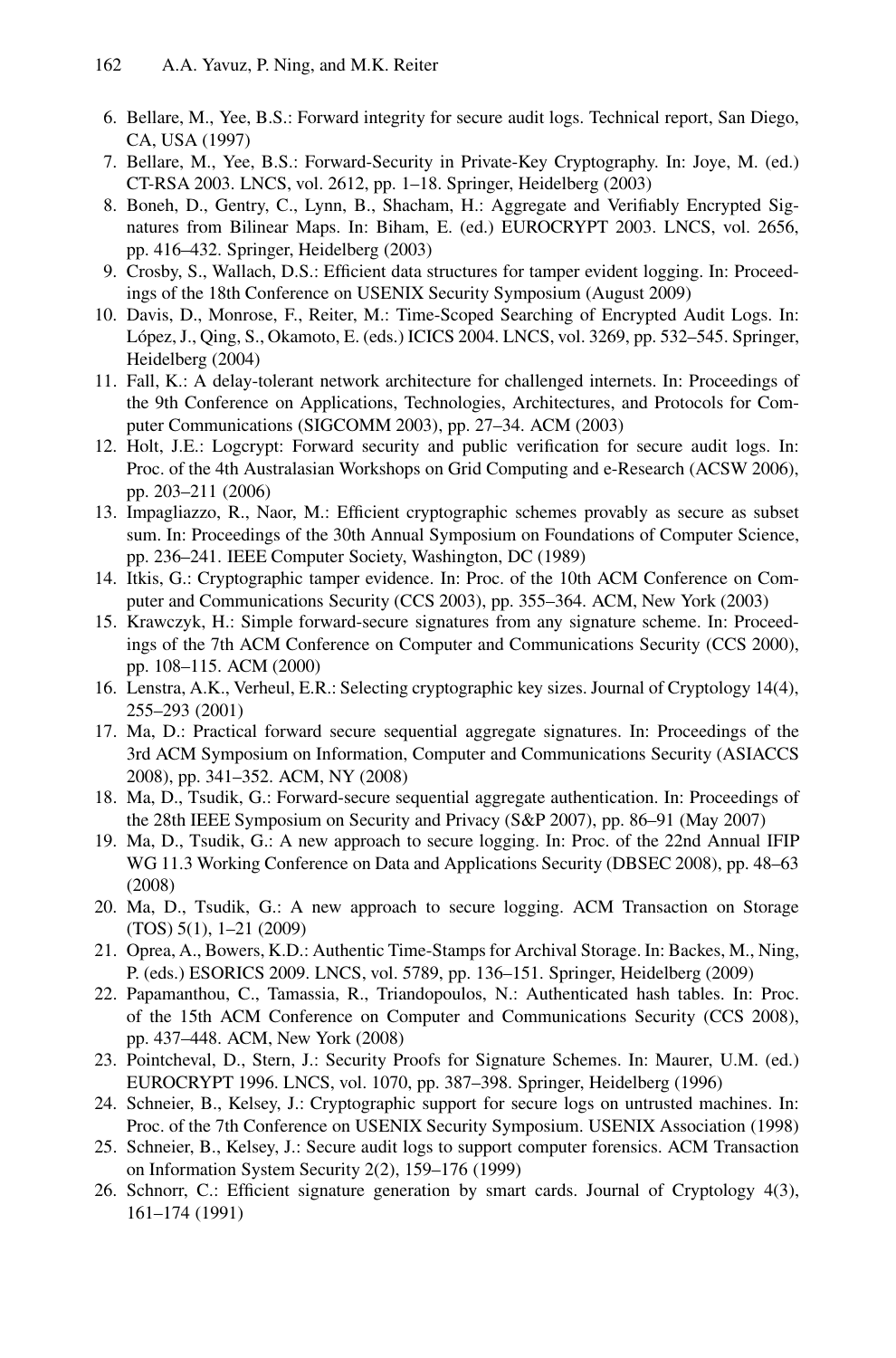6. Bellare, M., Yee, B.S.: Forward integrity for secure audit logs. Technical report, San Diego, CA, USA (1997)
7. Bellare, M., Yee, B.S.: Forward-Security in Private-Key Cryptography. In: Joye, M. (ed.) CT-RSA 2003. LNCS, vol. 2612, pp. 1–18. Springer, Heidelberg (2003)
8. Boneh, D., Gentry, C., Lynn, B., Shacham, H.: Aggregate and Verifiably Encrypted Signatures from Bilinear Maps. In: Biham, E. (ed.) EUROCRYPT 2003. LNCS, vol. 2656, pp. 416–432. Springer, Heidelberg (2003)
9. Crosby, S., Wallach, D.S.: Efficient data structures for tamper evident logging. In: Proceedings of the 18th Conference on USENIX Security Symposium (August 2009)
10. Davis, D., Monrose, F., Reiter, M.: Time-Scoped Searching of Encrypted Audit Logs. In: López, J., Qing, S., Okamoto, E. (eds.) ICICS 2004. LNCS, vol. 3269, pp. 532–545. Springer, Heidelberg (2004)
11. Fall, K.: A delay-tolerant network architecture for challenged internets. In: Proceedings of the 9th Conference on Applications, Technologies, Architectures, and Protocols for Computer Communications (SIGCOMM 2003), pp. 27–34. ACM (2003)
12. Holt, J.E.: Logcrypt: Forward security and public verification for secure audit logs. In: Proc. of the 4th Australasian Workshops on Grid Computing and e-Research (ACSW 2006), pp. 203–211 (2006)
13. Impagliazzo, R., Naor, M.: Efficient cryptographic schemes provably as secure as subset sum. In: Proceedings of the 30th Annual Symposium on Foundations of Computer Science, pp. 236–241. IEEE Computer Society, Washington, DC (1989)
14. Itkis, G.: Cryptographic tamper evidence. In: Proc. of the 10th ACM Conference on Computer and Communications Security (CCS 2003), pp. 355–364. ACM, New York (2003)
15. Krawczyk, H.: Simple forward-secure signatures from any signature scheme. In: Proceedings of the 7th ACM Conference on Computer and Communications Security (CCS 2000), pp. 108–115. ACM (2000)
16. Lenstra, A.K., Verheul, E.R.: Selecting cryptographic key sizes. Journal of Cryptology 14(4), 255–293 (2001)
17. Ma, D.: Practical forward secure sequential aggregate signatures. In: Proceedings of the 3rd ACM Symposium on Information, Computer and Communications Security (ASIACCS 2008), pp. 341–352. ACM, NY (2008)
18. Ma, D., Tsudik, G.: Forward-secure sequential aggregate authentication. In: Proceedings of the 28th IEEE Symposium on Security and Privacy (S&P 2007), pp. 86–91 (May 2007)
19. Ma, D., Tsudik, G.: A new approach to secure logging. In: Proc. of the 22nd Annual IFIP WG 11.3 Working Conference on Data and Applications Security (DBSEC 2008), pp. 48–63 (2008)
20. Ma, D., Tsudik, G.: A new approach to secure logging. ACM Transaction on Storage (TOS) 5(1), 1–21 (2009)
21. Oprea, A., Bowers, K.D.: Authentic Time-Stamps for Archival Storage. In: Backes, M., Ning, P. (eds.) ESORICS 2009. LNCS, vol. 5789, pp. 136–151. Springer, Heidelberg (2009)
22. Papamanthou, C., Tamassia, R., Triandopoulos, N.: Authenticated hash tables. In: Proc. of the 15th ACM Conference on Computer and Communications Security (CCS 2008), pp. 437–448. ACM, New York (2008)
23. Pointcheval, D., Stern, J.: Security Proofs for Signature Schemes. In: Maurer, U.M. (ed.) EUROCRYPT 1996. LNCS, vol. 1070, pp. 387–398. Springer, Heidelberg (1996)
24. Schneier, B., Kelsey, J.: Cryptographic support for secure logs on untrusted machines. In: Proc. of the 7th Conference on USENIX Security Symposium. USENIX Association (1998)
25. Schneier, B., Kelsey, J.: Secure audit logs to support computer forensics. ACM Transaction on Information System Security 2(2), 159–176 (1999)
26. Schnorr, C.: Efficient signature generation by smart cards. Journal of Cryptology 4(3), 161–174 (1991)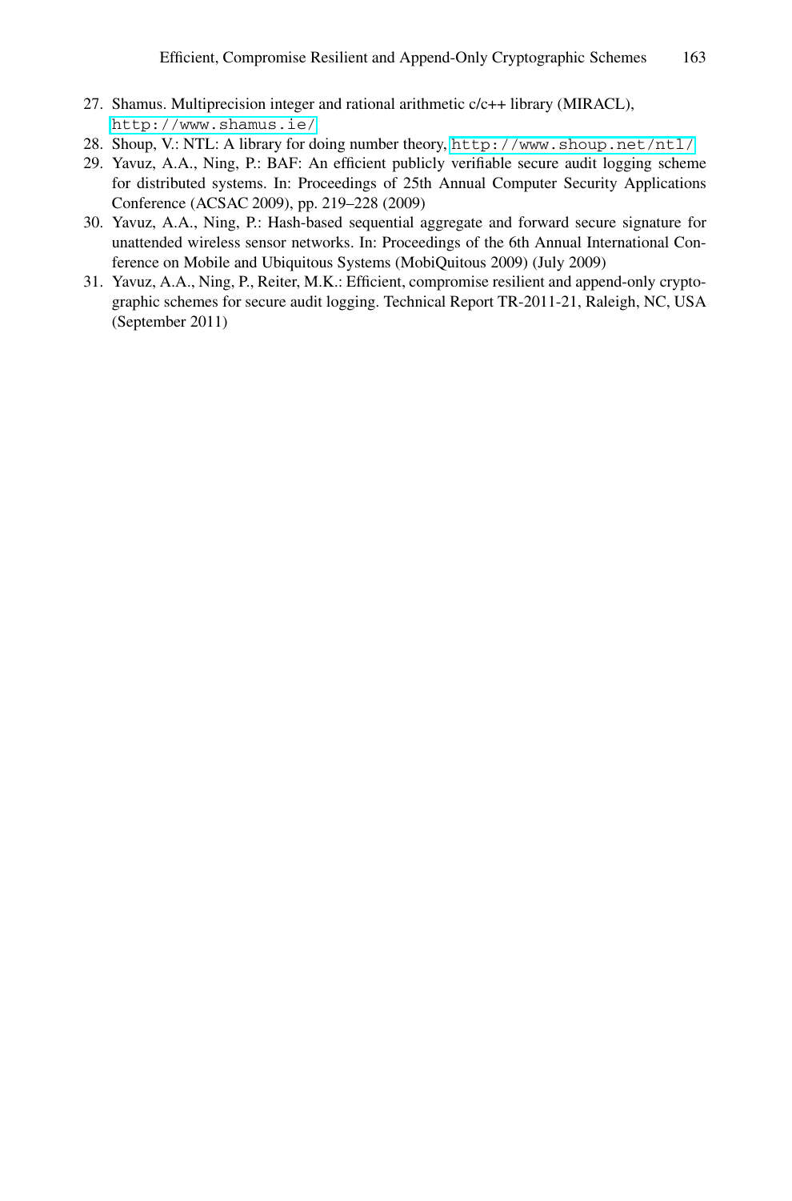27. Shamus. Multiprecision integer and rational arithmetic c/c++ library (MIRACL), http://www.shamus.ie/
28. Shoup, V.: NTL: A library for doing number theory, http://www.shoup.net/ntl/
29. Yavuz, A.A., Ning, P.: BAF: An efficient publicly verifiable secure audit logging scheme for distributed systems. In: Proceedings of 25th Annual Computer Security Applications Conference (ACSAC 2009), pp. 219–228 (2009)
30. Yavuz, A.A., Ning, P.: Hash-based sequential aggregate and forward secure signature for unattended wireless sensor networks. In: Proceedings of the 6th Annual International Conference on Mobile and Ubiquitous Systems (MobiQuitous 2009) (July 2009)
31. Yavuz, A.A., Ning, P., Reiter, M.K.: Efficient, compromise resilient and append-only cryptographic schemes for secure audit logging. Technical Report TR-2011-21, Raleigh, NC, USA (September 2011)